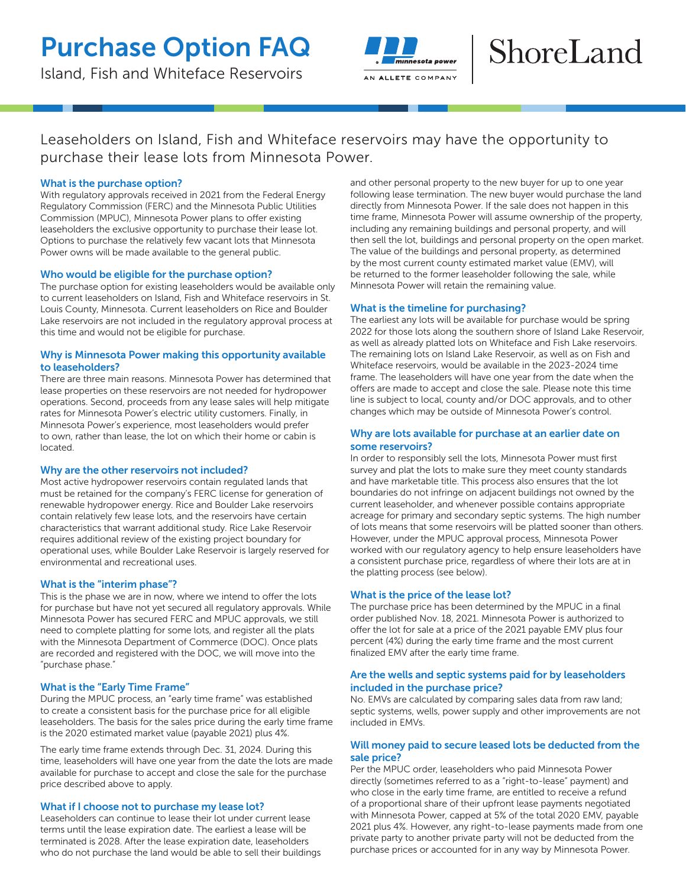# Purchase Option FAQ

Island, Fish and Whiteface Reservoirs

Minnesota Power — An ALLETE Company | ShoreLand

## Leaseholders on Island, Fish and Whiteface reservoirs may have the opportunity to purchase their lease lots from Minnesota Power.

### What is the purchase option?

With regulatory approvals received in 2021 from the Federal Energy Regulatory Commission (FERC) and the Minnesota Public Utilities Commission (MPUC), Minnesota Power plans to offer existing leaseholders the exclusive opportunity to purchase their lease lot. Options to purchase the relatively few vacant lots that Minnesota Power owns will be made available to the general public.

### Who would be eligible for the purchase option?

The purchase option for existing leaseholders would be available only to current leaseholders on Island, Fish and Whiteface reservoirs in St. Louis County, Minnesota. Current leaseholders on Rice and Boulder Lake reservoirs are not included in the regulatory approval process at this time and would not be eligible for purchase.

### Why is Minnesota Power making this opportunity available to leaseholders?

There are three main reasons. Minnesota Power has determined that lease properties on these reservoirs are not needed for hydropower operations. Second, proceeds from any lease sales will help mitigate rates for Minnesota Power's electric utility customers. Finally, in Minnesota Power's experience, most leaseholders would prefer to own, rather than lease, the lot on which their home or cabin is located.

### Why are the other reservoirs not included?

Most active hydropower reservoirs contain regulated lands that must be retained for the company's FERC license for generation of renewable hydropower energy. Rice and Boulder Lake reservoirs contain relatively few lease lots, and the reservoirs have certain characteristics that warrant additional study. Rice Lake Reservoir requires additional review of the existing project boundary for operational uses, while Boulder Lake Reservoir is largely reserved for environmental and recreational uses.

### What is the "interim phase"?

This is the phase we are in now, where we intend to offer the lots for purchase but have not yet secured all regulatory approvals. While Minnesota Power has secured FERC and MPUC approvals, we still need to complete platting for some lots, and register all the plats with the Minnesota Department of Commerce (DOC). Once plats are recorded and registered with the DOC, we will move into the "purchase phase."

### What is the "Early Time Frame"

During the MPUC process, an "early time frame" was established to create a consistent basis for the purchase price for all eligible leaseholders. The basis for the sales price during the early time frame is the 2020 estimated market value (payable 2021) plus 4%.

The early time frame extends through Dec. 31, 2024. During this time, leaseholders will have one year from the date the lots are made available for purchase to accept and close the sale for the purchase price described above to apply.

### What if I choose not to purchase my lease lot?

Leaseholders can continue to lease their lot under current lease terms until the lease expiration date. The earliest a lease will be terminated is 2028. After the lease expiration date, leaseholders who do not purchase the land would be able to sell their buildings and other personal property to the new buyer for up to one year following lease termination. The new buyer would purchase the land directly from Minnesota Power. If the sale does not happen in this time frame, Minnesota Power will assume ownership of the property, including any remaining buildings and personal property, and will then sell the lot, buildings and personal property on the open market. The value of the buildings and personal property, as determined by the most current county estimated market value (EMV), will be returned to the former leaseholder following the sale, while Minnesota Power will retain the remaining value.

### What is the timeline for purchasing?

The earliest any lots will be available for purchase would be spring 2022 for those lots along the southern shore of Island Lake Reservoir, as well as already platted lots on Whiteface and Fish Lake reservoirs. The remaining lots on Island Lake Reservoir, as well as on Fish and Whiteface reservoirs, would be available in the 2023-2024 time frame. The leaseholders will have one year from the date when the offers are made to accept and close the sale. Please note this time line is subject to local, county and/or DOC approvals, and to other changes which may be outside of Minnesota Power's control.

### Why are lots available for purchase at an earlier date on some reservoirs?

In order to responsibly sell the lots, Minnesota Power must first survey and plat the lots to make sure they meet county standards and have marketable title. This process also ensures that the lot boundaries do not infringe on adjacent buildings not owned by the current leaseholder, and whenever possible contains appropriate acreage for primary and secondary septic systems. The high number of lots means that some reservoirs will be platted sooner than others. However, under the MPUC approval process, Minnesota Power worked with our regulatory agency to help ensure leaseholders have a consistent purchase price, regardless of where their lots are at in the platting process (see below).

### What is the price of the lease lot?

The purchase price has been determined by the MPUC in a final order published Nov. 18, 2021. Minnesota Power is authorized to offer the lot for sale at a price of the 2021 payable EMV plus four percent (4%) during the early time frame and the most current finalized EMV after the early time frame.

### Are the wells and septic systems paid for by leaseholders included in the purchase price?

No. EMVs are calculated by comparing sales data from raw land; septic systems, wells, power supply and other improvements are not included in EMVs.

### Will money paid to secure leased lots be deducted from the sale price?

Per the MPUC order, leaseholders who paid Minnesota Power directly (sometimes referred to as a "right-to-lease" payment) and who close in the early time frame, are entitled to receive a refund of a proportional share of their upfront lease payments negotiated with Minnesota Power, capped at 5% of the total 2020 EMV, payable 2021 plus 4%. However, any right-to-lease payments made from one private party to another private party will not be deducted from the purchase prices or accounted for in any way by Minnesota Power.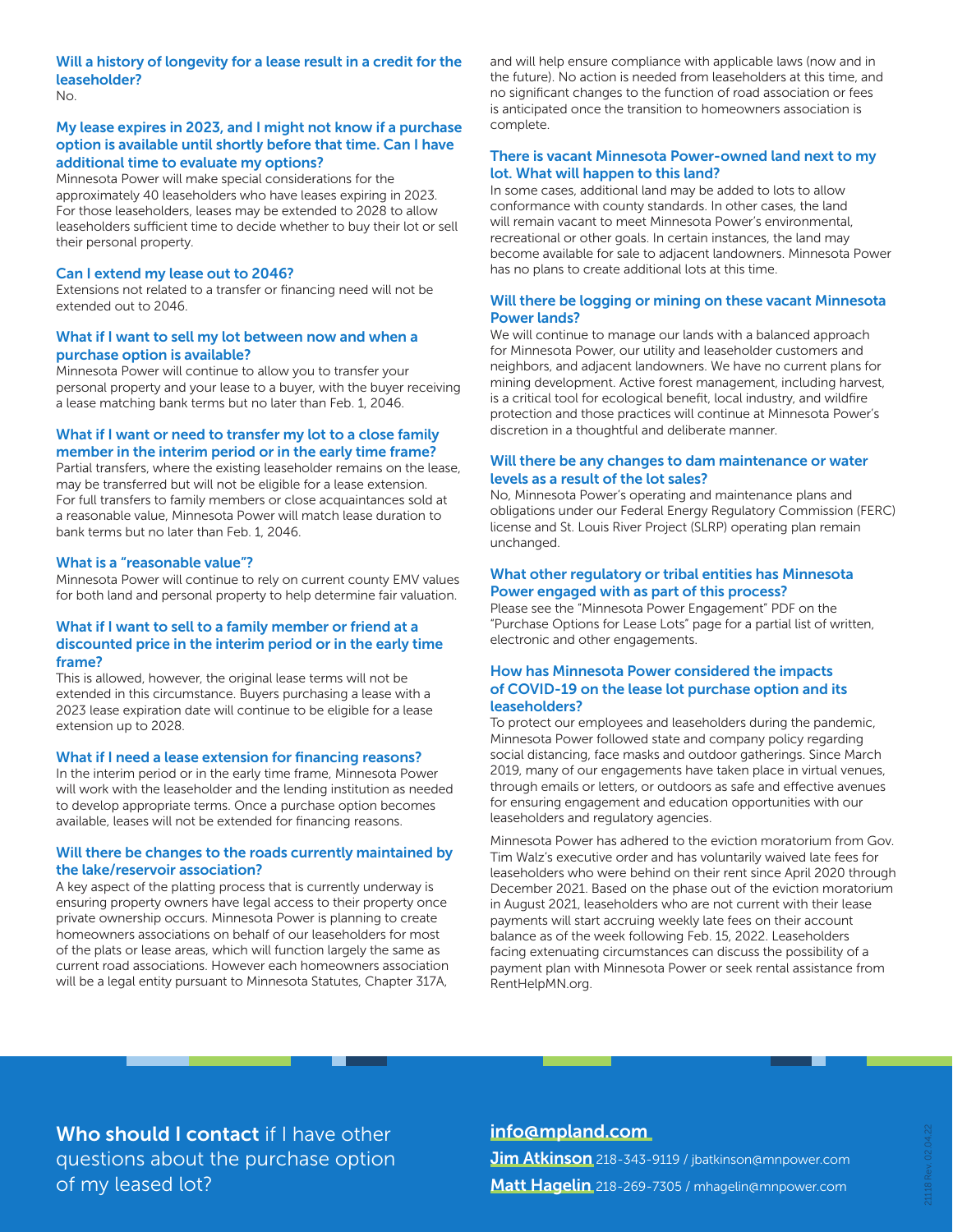### Will a history of longevity for a lease result in a credit for the leaseholder?

No.

### My lease expires in 2023, and I might not know if a purchase option is available until shortly before that time. Can I have additional time to evaluate my options?

Minnesota Power will make special considerations for the approximately 40 leaseholders who have leases expiring in 2023. For those leaseholders, leases may be extended to 2028 to allow leaseholders sufficient time to decide whether to buy their lot or sell their personal property.

### Can I extend my lease out to 2046?

Extensions not related to a transfer or financing need will not be extended out to 2046.

### What if I want to sell my lot between now and when a purchase option is available?

Minnesota Power will continue to allow you to transfer your personal property and your lease to a buyer, with the buyer receiving a lease matching bank terms but no later than Feb. 1, 2046.

### What if I want or need to transfer my lot to a close family member in the interim period or in the early time frame?

Partial transfers, where the existing leaseholder remains on the lease, may be transferred but will not be eligible for a lease extension. For full transfers to family members or close acquaintances sold at a reasonable value, Minnesota Power will match lease duration to bank terms but no later than Feb. 1, 2046.

### What is a "reasonable value"?

Minnesota Power will continue to rely on current county EMV values for both land and personal property to help determine fair valuation.

### What if I want to sell to a family member or friend at a discounted price in the interim period or in the early time frame?

This is allowed, however, the original lease terms will not be extended in this circumstance. Buyers purchasing a lease with a 2023 lease expiration date will continue to be eligible for a lease extension up to 2028.

### What if I need a lease extension for financing reasons?

In the interim period or in the early time frame, Minnesota Power will work with the leaseholder and the lending institution as needed to develop appropriate terms. Once a purchase option becomes available, leases will not be extended for financing reasons.

### Will there be changes to the roads currently maintained by the lake/reservoir association?

A key aspect of the platting process that is currently underway is ensuring property owners have legal access to their property once private ownership occurs. Minnesota Power is planning to create homeowners associations on behalf of our leaseholders for most of the plats or lease areas, which will function largely the same as current road associations. However each homeowners association will be a legal entity pursuant to Minnesota Statutes, Chapter 317A, and will help ensure compliance with applicable laws (now and in the future). No action is needed from leaseholders at this time, and no significant changes to the function of road association or fees is anticipated once the transition to homeowners association is complete.

### There is vacant Minnesota Power-owned land next to my lot. What will happen to this land?

In some cases, additional land may be added to lots to allow conformance with county standards. In other cases, the land will remain vacant to meet Minnesota Power's environmental, recreational or other goals. In certain instances, the land may become available for sale to adjacent landowners. Minnesota Power has no plans to create additional lots at this time.

### Will there be logging or mining on these vacant Minnesota Power lands?

We will continue to manage our lands with a balanced approach for Minnesota Power, our utility and leaseholder customers and neighbors, and adjacent landowners. We have no current plans for mining development. Active forest management, including harvest, is a critical tool for ecological benefit, local industry, and wildfire protection and those practices will continue at Minnesota Power's discretion in a thoughtful and deliberate manner.

### Will there be any changes to dam maintenance or water levels as a result of the lot sales?

No, Minnesota Power's operating and maintenance plans and obligations under our Federal Energy Regulatory Commission (FERC) license and St. Louis River Project (SLRP) operating plan remain unchanged.

### What other regulatory or tribal entities has Minnesota Power engaged with as part of this process?

Please see the "Minnesota Power Engagement" PDF on the "Purchase Options for Lease Lots" page for a partial list of written, electronic and other engagements.

### How has Minnesota Power considered the impacts of COVID-19 on the lease lot purchase option and its leaseholders?

To protect our employees and leaseholders during the pandemic, Minnesota Power followed state and company policy regarding social distancing, face masks and outdoor gatherings. Since March 2019, many of our engagements have taken place in virtual venues, through emails or letters, or outdoors as safe and effective avenues for ensuring engagement and education opportunities with our leaseholders and regulatory agencies.

Minnesota Power has adhered to the eviction moratorium from Gov. Tim Walz's executive order and has voluntarily waived late fees for leaseholders who were behind on their rent since April 2020 through December 2021. Based on the phase out of the eviction moratorium in August 2021, leaseholders who are not current with their lease payments will start accruing weekly late fees on their account balance as of the week following Feb. 15, 2022. Leaseholders facing extenuating circumstances can discuss the possibility of a payment plan with Minnesota Power or seek rental assistance from RentHelpMN.org.

**Who should I contact** if I have other questions about the purchase option of my leased lot?

**info@mpland.com**

**Jim Atkinson** 218-343-9119 / jbatkinson@mnpower.com

**Matt Hagelin** 218-269-7305 / mhagelin@mnpower.com

21118 Rev. 02.04.22